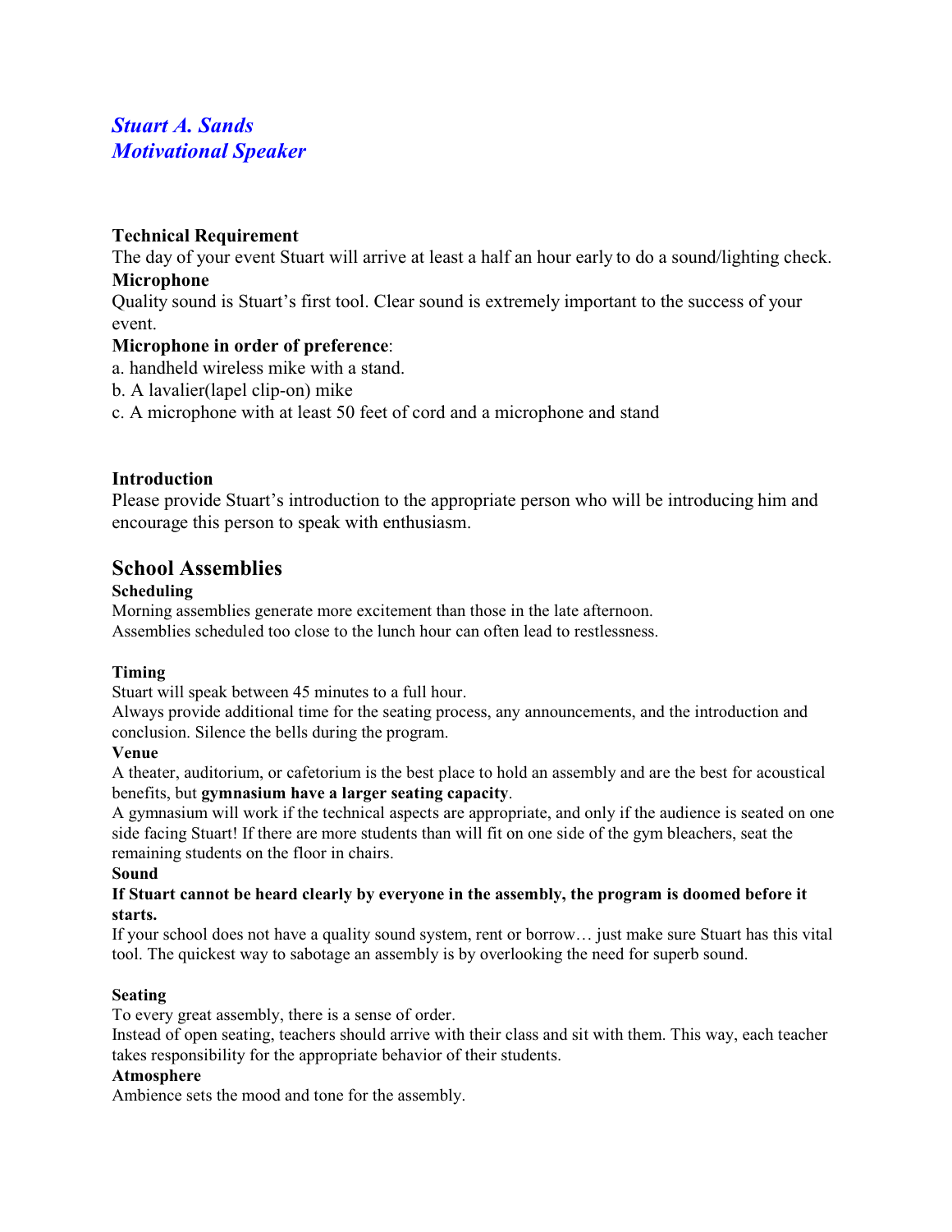***Stuart A. Sands***
***Motivational Speaker***

**Technical Requirement**
The day of your event Stuart will arrive at least a half an hour early to do a sound/lighting check.

**Microphone**
Quality sound is Stuart's first tool. Clear sound is extremely important to the success of your event.

**Microphone in order of preference**:

a. handheld wireless mike with a stand.
b. A lavalier(lapel clip-on) mike
c. A microphone with at least 50 feet of cord and a microphone and stand

**Introduction**
Please provide Stuart's introduction to the appropriate person who will be introducing him and encourage this person to speak with enthusiasm.

## School Assemblies

**Scheduling**
Morning assemblies generate more excitement than those in the late afternoon.
Assemblies scheduled too close to the lunch hour can often lead to restlessness.

**Timing**
Stuart will speak between 45 minutes to a full hour.
Always provide additional time for the seating process, any announcements, and the introduction and conclusion. Silence the bells during the program.

**Venue**
A theater, auditorium, or cafetorium is the best place to hold an assembly and are the best for acoustical benefits, but **gymnasium have a larger seating capacity**.
A gymnasium will work if the technical aspects are appropriate, and only if the audience is seated on one side facing Stuart! If there are more students than will fit on one side of the gym bleachers, seat the remaining students on the floor in chairs.

**Sound**
**If Stuart cannot be heard clearly by everyone in the assembly, the program is doomed before it starts.**
If your school does not have a quality sound system, rent or borrow… just make sure Stuart has this vital tool. The quickest way to sabotage an assembly is by overlooking the need for superb sound.

**Seating**
To every great assembly, there is a sense of order.
Instead of open seating, teachers should arrive with their class and sit with them. This way, each teacher takes responsibility for the appropriate behavior of their students.

**Atmosphere**
Ambience sets the mood and tone for the assembly.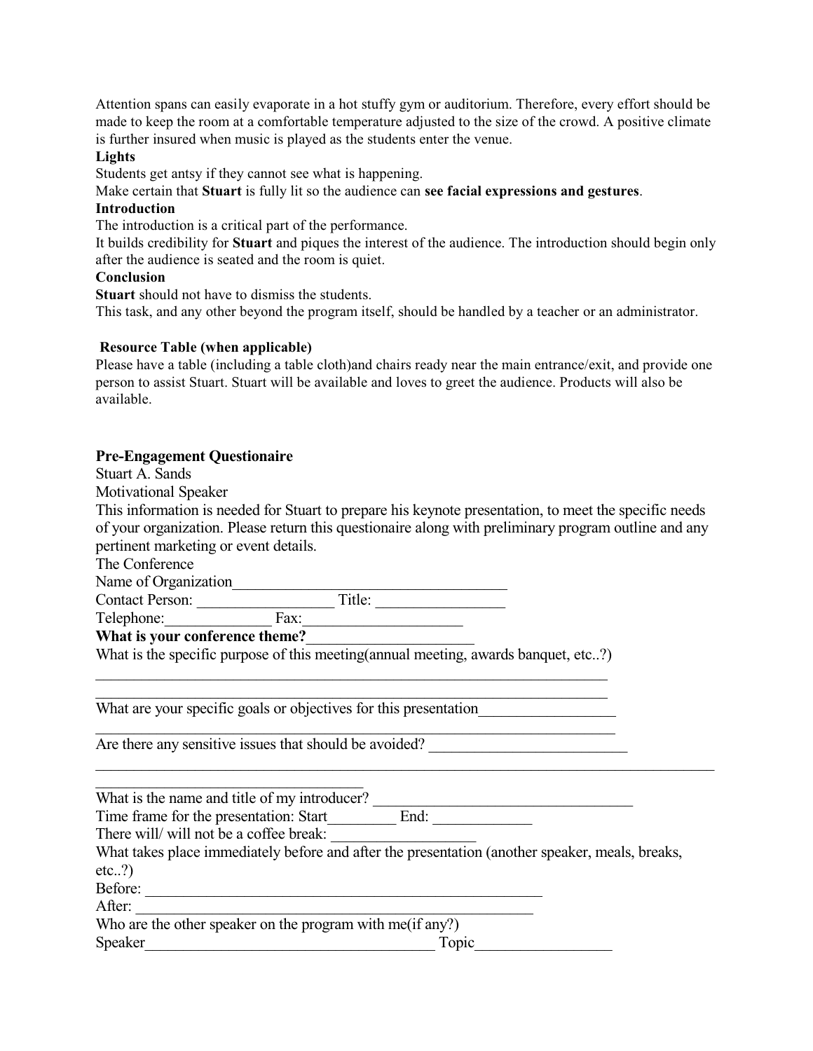Attention spans can easily evaporate in a hot stuffy gym or auditorium. Therefore, every effort should be made to keep the room at a comfortable temperature adjusted to the size of the crowd. A positive climate is further insured when music is played as the students enter the venue.

**Lights**

Students get antsy if they cannot see what is happening.

Make certain that **Stuart** is fully lit so the audience can **see facial expressions and gestures**.

**Introduction**

The introduction is a critical part of the performance.

It builds credibility for **Stuart** and piques the interest of the audience. The introduction should begin only after the audience is seated and the room is quiet.

**Conclusion**

**Stuart** should not have to dismiss the students.

This task, and any other beyond the program itself, should be handled by a teacher or an administrator.

**Resource Table (when applicable)**

Please have a table (including a table cloth)and chairs ready near the main entrance/exit, and provide one person to assist Stuart. Stuart will be available and loves to greet the audience. Products will also be available.

**Pre-Engagement Questionaire**

Stuart A. Sands

Motivational Speaker

This information is needed for Stuart to prepare his keynote presentation, to meet the specific needs of your organization. Please return this questionaire along with preliminary program outline and any pertinent marketing or event details.

The Conference

Name of Organization____________________________________

Contact Person: __________________ Title: _________________

Telephone:______________ Fax:_____________________

**What is your conference theme?**______________________

What is the specific purpose of this meeting(annual meeting, awards banquet, etc..?)

____________________________________________________________________

____________________________________________________________________

What are your specific goals or objectives for this presentation__________________

____________________________________________________________________

Are there any sensitive issues that should be avoided? __________________________

____________________________________________________________________________________

____________________________________

What is the name and title of my introducer? __________________________________

Time frame for the presentation: Start_________ End: _____________

There will/ will not be a coffee break: ___________________

What takes place immediately before and after the presentation (another speaker, meals, breaks, etc..?)

Before: ____________________________________________________

After: _____________________________________________________

Who are the other speaker on the program with me(if any?)

Speaker_______________________________________ Topic__________________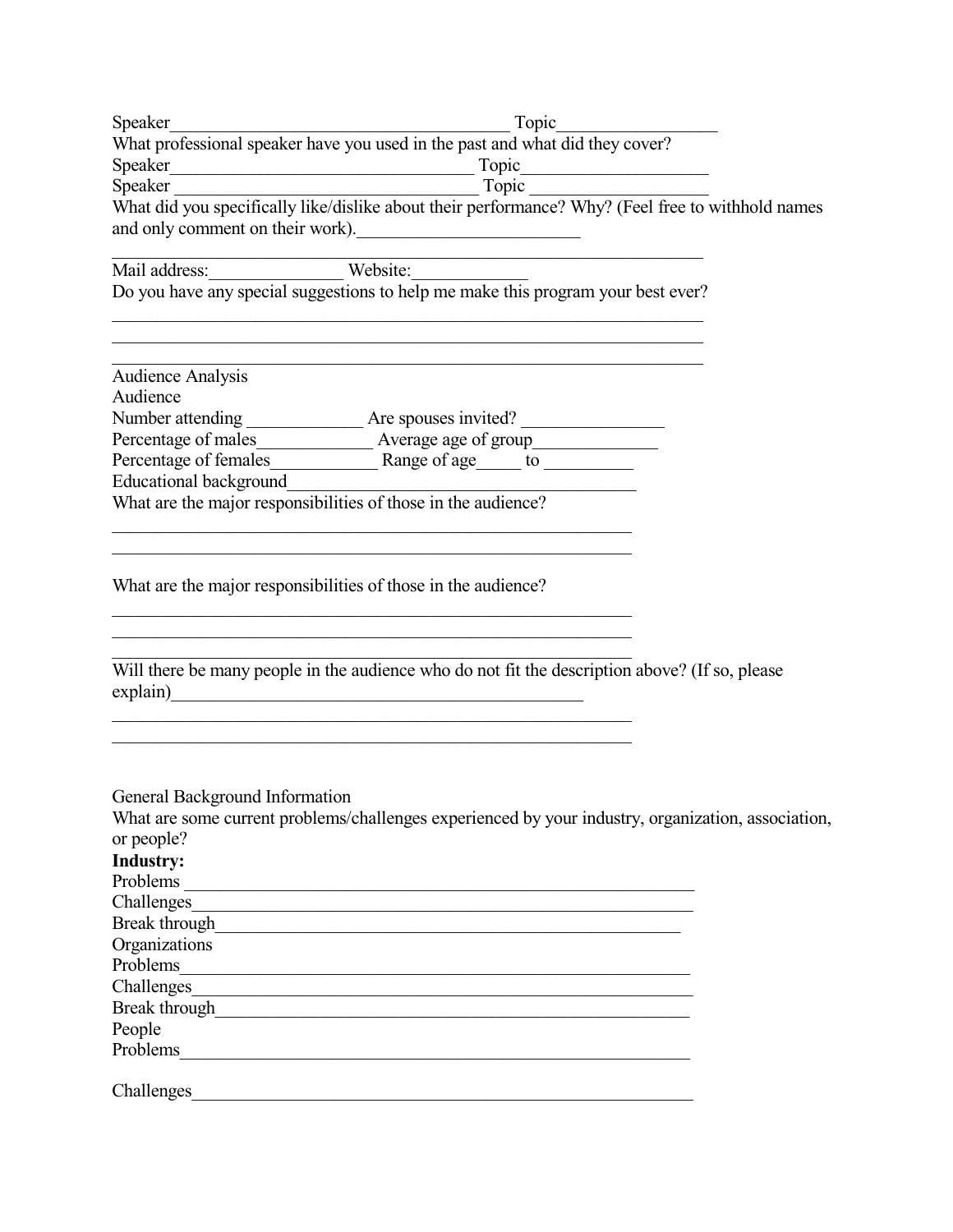Speaker_______________________________________ Topic__________________

What professional speaker have you used in the past and what did they cover?

Speaker__________________________________ Topic_____________________

Speaker __________________________________ Topic ____________________

What did you specifically like/dislike about their performance? Why? (Feel free to withhold names and only comment on their work).________________________

___________________________________________________________________

Mail address:_______________ Website:____________

Do you have any special suggestions to help me make this program your best ever?

___________________________________________________________________

___________________________________________________________________

___________________________________________________________________

Audience Analysis

Audience

Number attending _____________ Are spouses invited? ________________

Percentage of males_____________ Average age of group______________

Percentage of females____________ Range of age_____ to __________

Educational background__________________________________________

What are the major responsibilities of those in the audience?

____________________________________________________________

____________________________________________________________

What are the major responsibilities of those in the audience?

____________________________________________________________

____________________________________________________________

____________________________________________________________

Will there be many people in the audience who do not fit the description above? (If so, please explain)_______________________________________________

____________________________________________________________

____________________________________________________________

General Background Information

What are some current problems/challenges experienced by your industry, organization, association, or people?

**Industry:**

Problems ___________________________________________________________

Challenges__________________________________________________________

Break through______________________________________________________

Organizations

Problems___________________________________________________________

Challenges__________________________________________________________

Break through_______________________________________________________

People

Problems___________________________________________________________

Challenges__________________________________________________________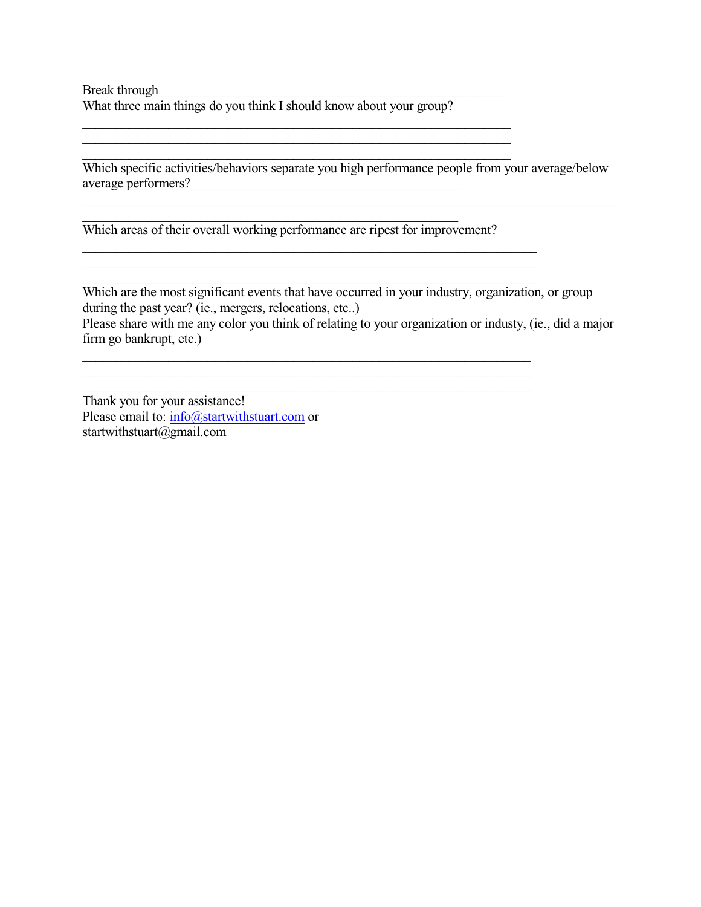Break through ____________________________________________________
What three main things do you think I should know about your group?

_________________________________________________________________
_________________________________________________________________
_________________________________________________________________

Which specific activities/behaviors separate you high performance people from your average/below average performers?_________________________________________
_________________________________________________________________________________
_________________________________________________________

Which areas of their overall working performance are ripest for improvement?

_____________________________________________________________________
_____________________________________________________________________
_____________________________________________________________________

Which are the most significant events that have occurred in your industry, organization, or group during the past year? (ie., mergers, relocations, etc..)
Please share with me any color you think of relating to your organization or industy, (ie., did a major firm go bankrupt, etc.)

____________________________________________________________________
____________________________________________________________________
____________________________________________________________________

Thank you for your assistance!
Please email to: info@startwithstuart.com or
startwithstuart@gmail.com